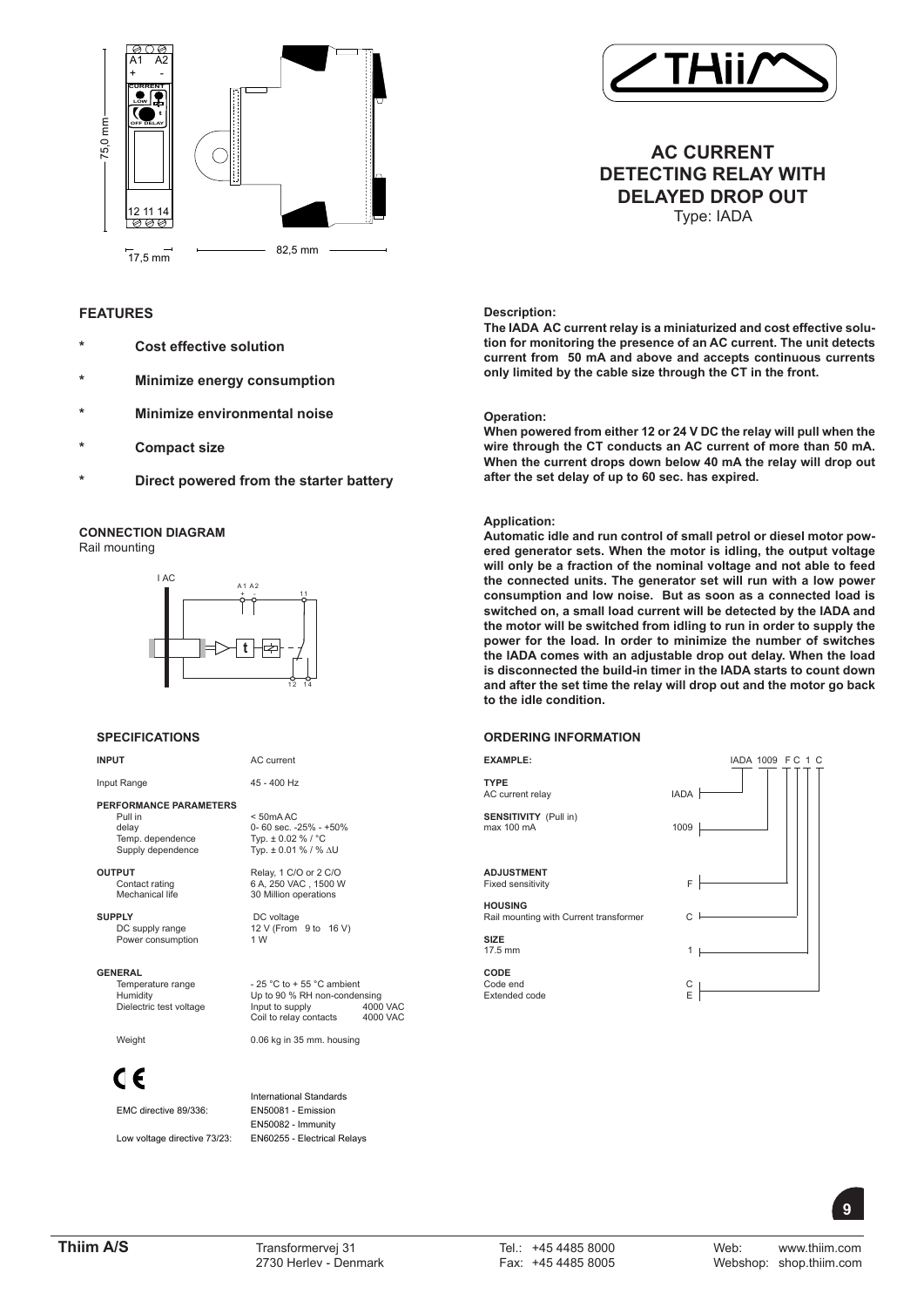# AC CURRENT DETECTING RELAY WITH DELAYED DROP OUT

Type: IADA

## FEATURES

- **Cost effective solution**
- **Minimize energy consumption**
- **Minimize environmental noise**
- **Compact size**
- **Direct powered from the starter battery**

## CONNECTION DIAGRAM

Rail mounting

## SPECIFICATIONS

| | |
|---|---|
| **INPUT** | AC current |
| Input Range | 45 - 400 Hz |
| **PERFORMANCE PARAMETERS** | |
| Pull in | < 50mA AC |
| delay | 0- 60 sec. -25% - +50% |
| Temp. dependence | Typ. ± 0.02 % / °C |
| Supply dependence | Typ. ± 0.01 % / % ΔU |
| **OUTPUT** | Relay, 1 C/O or 2 C/O |
| Contact rating | 6 A, 250 VAC , 1500 W |
| Mechanical life | 30 Million operations |
| **SUPPLY** | DC voltage |
| DC supply range | 12 V (From 9 to 16 V) |
| Power consumption | 1 W |
| **GENERAL** | |
| Temperature range | - 25 °C to + 55 °C ambient |
| Humidity | Up to 90 % RH non-condensing |
| Dielectric test voltage | Input to supply 4000 VAC |
| | Coil to relay contacts 4000 VAC |
| Weight | 0.06 kg in 35 mm. housing |

CE

| | International Standards |
|---|---|
| EMC directive 89/336: | EN50081 - Emission |
| | EN50082 - Immunity |
| Low voltage directive 73/23: | EN60255 - Electrical Relays |

**Description:**

**The IADA AC current relay is a miniaturized and cost effective solution for monitoring the presence of an AC current. The unit detects current from 50 mA and above and accepts continuous currents only limited by the cable size through the CT in the front.**

**Operation:**

**When powered from either 12 or 24 V DC the relay will pull when the wire through the CT conducts an AC current of more than 50 mA. When the current drops down below 40 mA the relay will drop out after the set delay of up to 60 sec. has expired.**

**Application:**

**Automatic idle and run control of small petrol or diesel motor powered generator sets. When the motor is idling, the output voltage will only be a fraction of the nominal voltage and not able to feed the connected units. The generator set will run with a low power consumption and low noise. But as soon as a connected load is switched on, a small load current will be detected by the IADA and the motor will be switched from idling to run in order to supply the power for the load. In order to minimize the number of switches the IADA comes with an adjustable drop out delay. When the load is disconnected the build-in timer in the IADA starts to count down and after the set time the relay will drop out and the motor go back to the idle condition.**

## ORDERING INFORMATION

**EXAMPLE:** IADA 1009 F C 1 C

| | |
|---|---|
| **TYPE** | |
| AC current relay | IADA |
| **SENSITIVITY** (Pull in) | |
| max 100 mA | 1009 |
| **ADJUSTMENT** | |
| Fixed sensitivity | F |
| **HOUSING** | |
| Rail mounting with Current transformer | C |
| **SIZE** | |
| 17.5 mm | 1 |
| **CODE** | |
| Code end | C |
| Extended code | E |

**Thiim A/S** Transformervej 31, 2730 Herlev - Denmark. Tel.: +45 4485 8000, Fax: +45 4485 8005. Web: www.thiim.com, Webshop: shop.thiim.com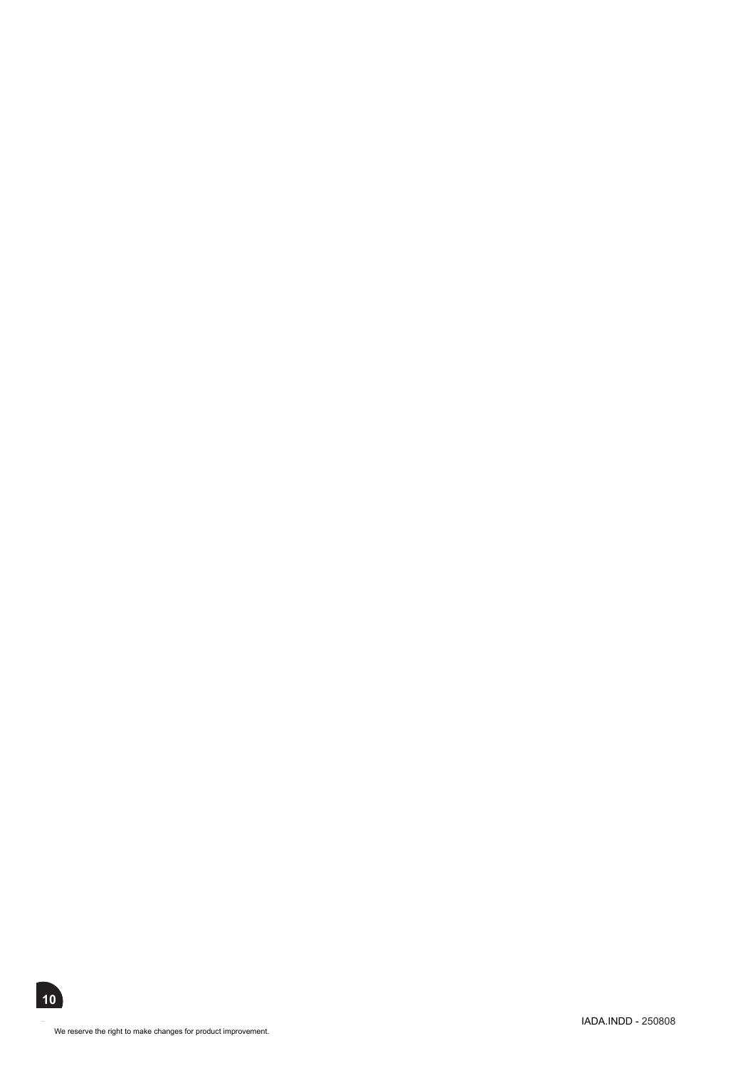We reserve the right to make changes for product improvement.

IADA.INDD - 250808